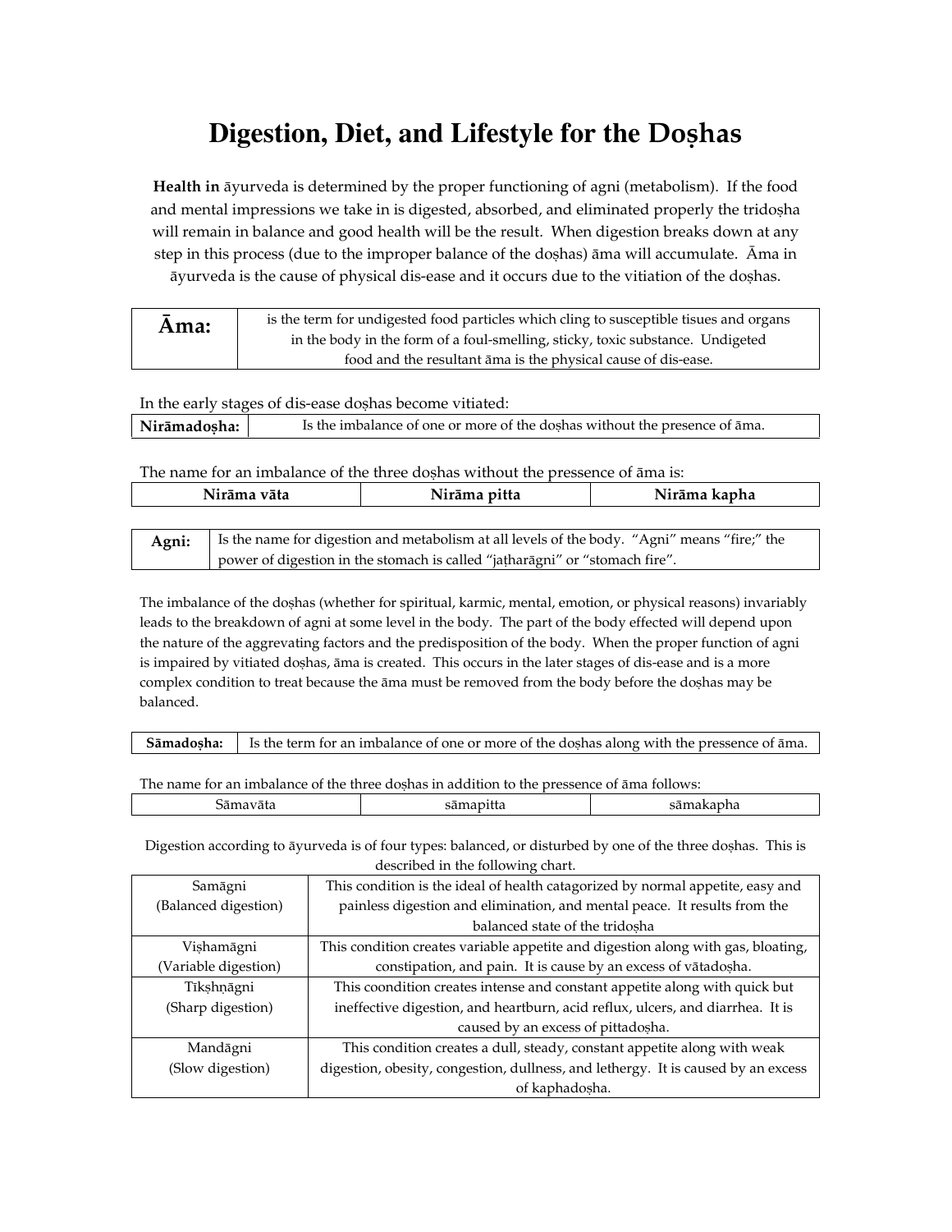# Digestion, Diet, and Lifestyle for the Doṣhas

**Health in** āyurveda is determined by the proper functioning of agni (metabolism). If the food and mental impressions we take in is digested, absorbed, and eliminated properly the tridoṣha will remain in balance and good health will be the result. When digestion breaks down at any step in this process (due to the improper balance of the doṣhas) āma will accumulate. Āma in āyurveda is the cause of physical dis-ease and it occurs due to the vitiation of the doṣhas.

| **Āma:** | is the term for undigested food particles which cling to susceptible tisues and organs in the body in the form of a foul-smelling, sticky, toxic substance. Undigeted food and the resultant āma is the physical cause of dis-ease. |
|---|---|

In the early stages of dis-ease doṣhas become vitiated:

| **Nirāmadoṣha:** | Is the imbalance of one or more of the doṣhas without the presence of āma. |
|---|---|

The name for an imbalance of the three doṣhas without the pressence of āma is:

| **Nirāma vāta** | **Nirāma pitta** | **Nirāma kapha** |
|---|---|---|

| **Agni:** | Is the name for digestion and metabolism at all levels of the body. "Agni" means "fire;" the power of digestion in the stomach is called "jaṭharāgni" or "stomach fire". |
|---|---|

The imbalance of the doṣhas (whether for spiritual, karmic, mental, emotion, or physical reasons) invariably leads to the breakdown of agni at some level in the body. The part of the body effected will depend upon the nature of the aggrevating factors and the predisposition of the body. When the proper function of agni is impaired by vitiated doṣhas, āma is created. This occurs in the later stages of dis-ease and is a more complex condition to treat because the āma must be removed from the body before the doṣhas may be balanced.

| **Sāmadoṣha:** | Is the term for an imbalance of one or more of the doṣhas along with the pressence of āma. |
|---|---|

The name for an imbalance of the three doṣhas in addition to the pressence of āma follows:

| Sāmavāta | sāmapitta | sāmakapha |
|---|---|---|

Digestion according to āyurveda is of four types: balanced, or disturbed by one of the three doṣhas. This is described in the following chart.

| | |
|---|---|
| Samāgni (Balanced digestion) | This condition is the ideal of health catagorized by normal appetite, easy and painless digestion and elimination, and mental peace. It results from the balanced state of the tridoṣha |
| Viṣhamāgni (Variable digestion) | This condition creates variable appetite and digestion along with gas, bloating, constipation, and pain. It is cause by an excess of vātadoṣha. |
| Tīkṣhṇāgni (Sharp digestion) | This coondition creates intense and constant appetite along with quick but ineffective digestion, and heartburn, acid reflux, ulcers, and diarrhea. It is caused by an excess of pittadoṣha. |
| Mandāgni (Slow digestion) | This condition creates a dull, steady, constant appetite along with weak digestion, obesity, congestion, dullness, and lethergy. It is caused by an excess of kaphadoṣha. |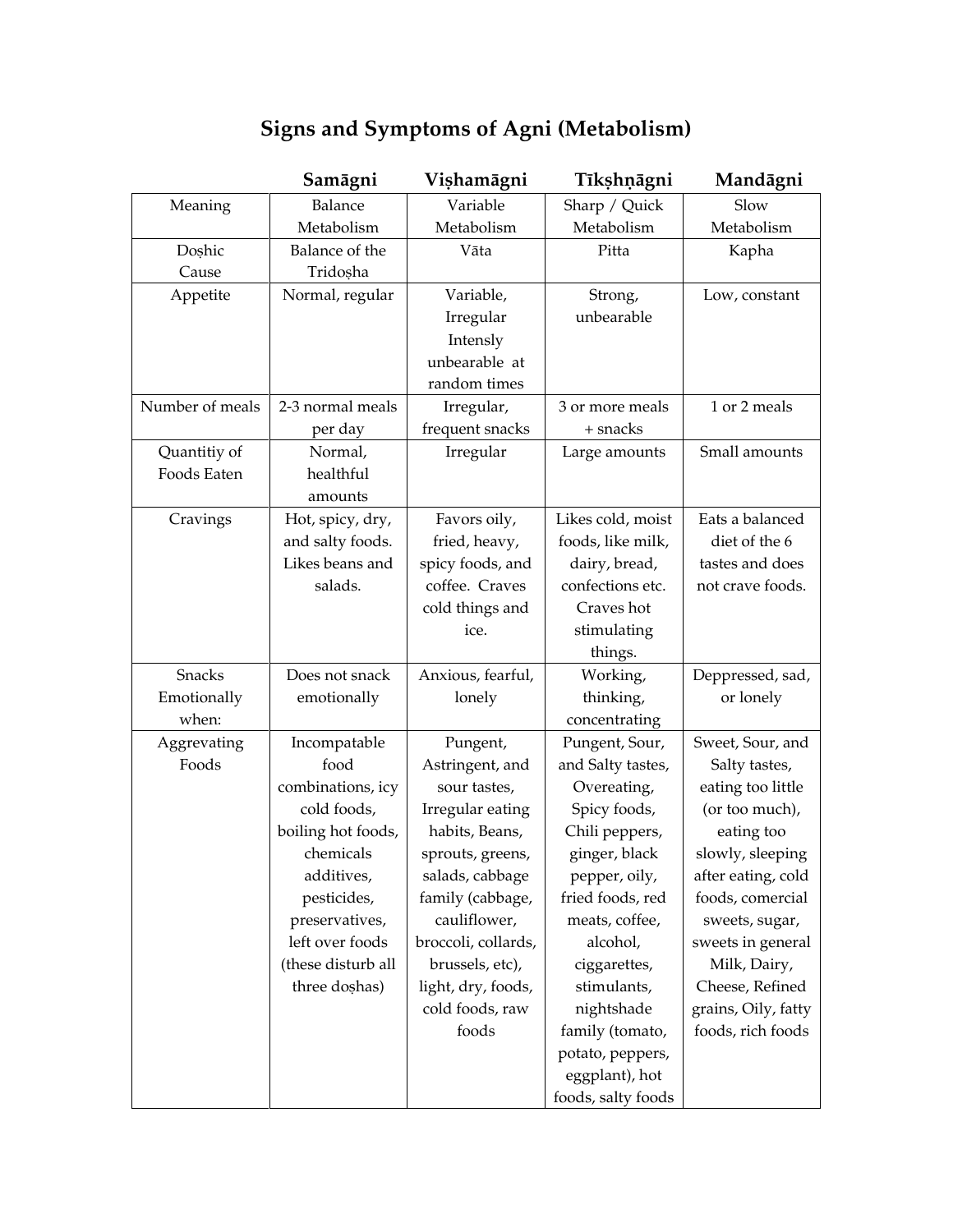# Signs and Symptoms of Agni (Metabolism)

| | Samāgni | Viṣhamāgni | Tīkṣhṇāgni | Mandāgni |
|---|---|---|---|---|
| Meaning | Balance Metabolism | Variable Metabolism | Sharp / Quick Metabolism | Slow Metabolism |
| Doṣhic Cause | Balance of the Tridoṣha | Vāta | Pitta | Kapha |
| Appetite | Normal, regular | Variable, Irregular Intensly unbearable at random times | Strong, unbearable | Low, constant |
| Number of meals | 2-3 normal meals per day | Irregular, frequent snacks | 3 or more meals + snacks | 1 or 2 meals |
| Quantitiy of Foods Eaten | Normal, healthful amounts | Irregular | Large amounts | Small amounts |
| Cravings | Hot, spicy, dry, and salty foods. Likes beans and salads. | Favors oily, fried, heavy, spicy foods, and coffee. Craves cold things and ice. | Likes cold, moist foods, like milk, dairy, bread, confections etc. Craves hot stimulating things. | Eats a balanced diet of the 6 tastes and does not crave foods. |
| Snacks Emotionally when: | Does not snack emotionally | Anxious, fearful, lonely | Working, thinking, concentrating | Deppressed, sad, or lonely |
| Aggrevating Foods | Incompatable food combinations, icy cold foods, boiling hot foods, chemicals additives, pesticides, preservatives, left over foods (these disturb all three doṣhas) | Pungent, Astringent, and sour tastes, Irregular eating habits, Beans, sprouts, greens, salads, cabbage family (cabbage, cauliflower, broccoli, collards, brussels, etc), light, dry, foods, cold foods, raw foods | Pungent, Sour, and Salty tastes, Overeating, Spicy foods, Chili peppers, ginger, black pepper, oily, fried foods, red meats, coffee, alcohol, ciggarettes, stimulants, nightshade family (tomato, potato, peppers, eggplant), hot foods, salty foods | Sweet, Sour, and Salty tastes, eating too little (or too much), eating too slowly, sleeping after eating, cold foods, comercial sweets, sugar, sweets in general Milk, Dairy, Cheese, Refined grains, Oily, fatty foods, rich foods |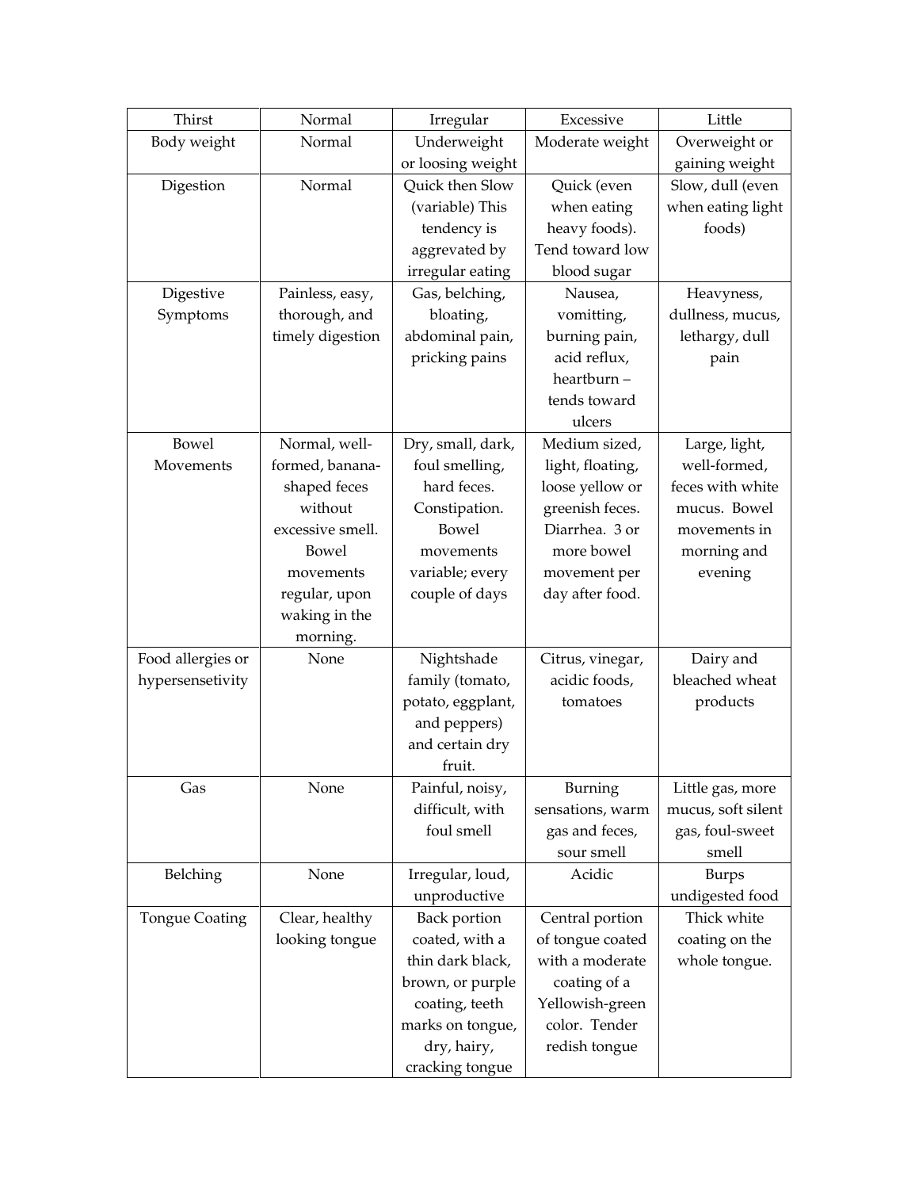| | | | | |
|---|---|---|---|---|
| Thirst | Normal | Irregular | Excessive | Little |
| Body weight | Normal | Underweight or loosing weight | Moderate weight | Overweight or gaining weight |
| Digestion | Normal | Quick then Slow (variable) This tendency is aggravated by irregular eating | Quick (even when eating heavy foods). Tend toward low blood sugar | Slow, dull (even when eating light foods) |
| Digestive Symptoms | Painless, easy, thorough, and timely digestion | Gas, belching, bloating, abdominal pain, pricking pains | Nausea, vomitting, burning pain, acid reflux, heartburn – tends toward ulcers | Heavyness, dullness, mucus, lethargy, dull pain |
| Bowel Movements | Normal, well-formed, banana-shaped feces without excessive smell. Bowel movements regular, upon waking in the morning. | Dry, small, dark, foul smelling, hard feces. Constipation. Bowel movements variable; every couple of days | Medium sized, light, floating, loose yellow or greenish feces. Diarrhea. 3 or more bowel movement per day after food. | Large, light, well-formed, feces with white mucus. Bowel movements in morning and evening |
| Food allergies or hypersensetivity | None | Nightshade family (tomato, potato, eggplant, and peppers) and certain dry fruit. | Citrus, vinegar, acidic foods, tomatoes | Dairy and bleached wheat products |
| Gas | None | Painful, noisy, difficult, with foul smell | Burning sensations, warm gas and feces, sour smell | Little gas, more mucus, soft silent gas, foul-sweet smell |
| Belching | None | Irregular, loud, unproductive | Acidic | Burps undigested food |
| Tongue Coating | Clear, healthy looking tongue | Back portion coated, with a thin dark black, brown, or purple coating, teeth marks on tongue, dry, hairy, cracking tongue | Central portion of tongue coated with a moderate coating of a Yellowish-green color. Tender redish tongue | Thick white coating on the whole tongue. |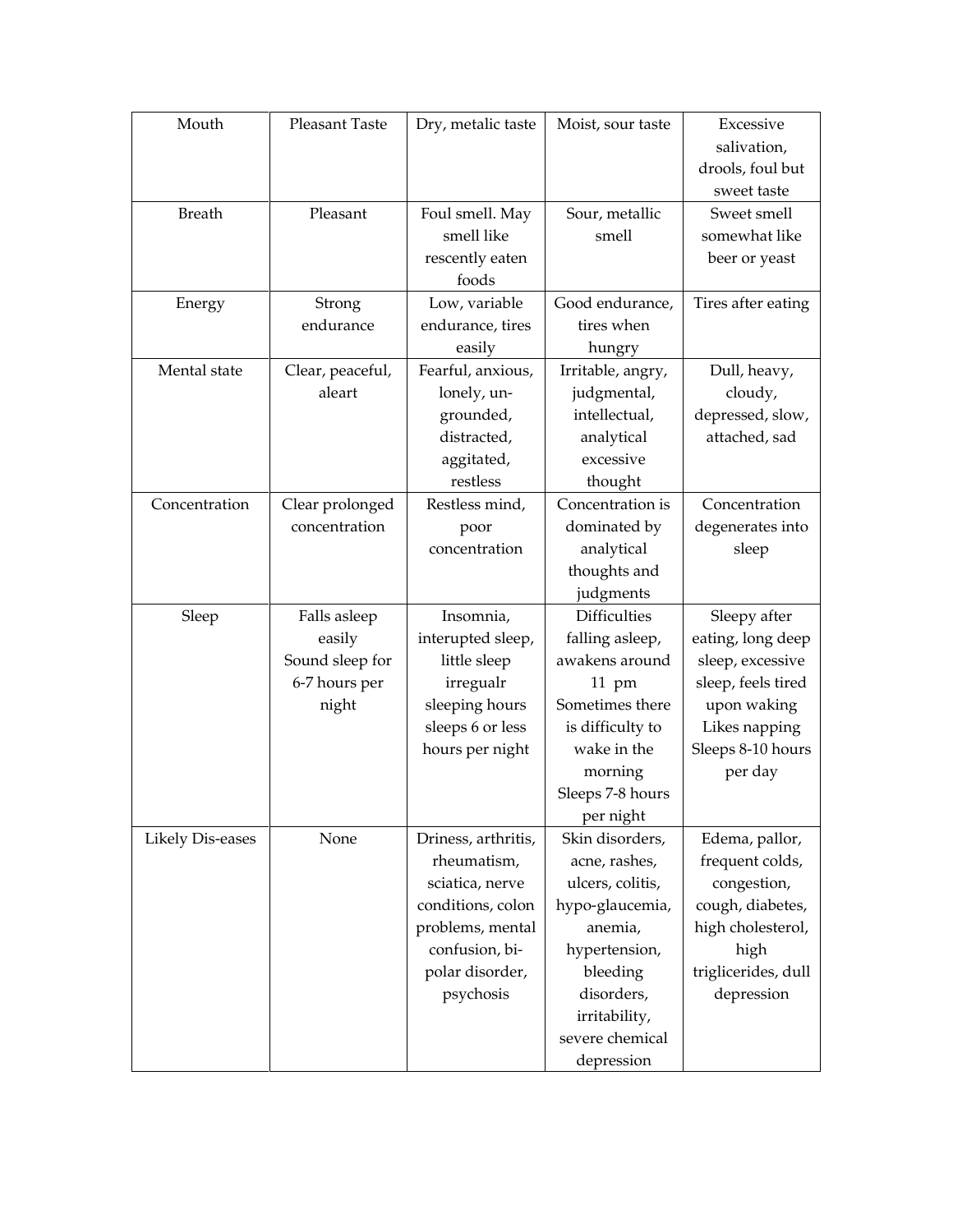| | | | | |
|---|---|---|---|---|
| Mouth | Pleasant Taste | Dry, metalic taste | Moist, sour taste | Excessive salivation, drools, foul but sweet taste |
| Breath | Pleasant | Foul smell. May smell like rescently eaten foods | Sour, metallic smell | Sweet smell somewhat like beer or yeast |
| Energy | Strong endurance | Low, variable endurance, tires easily | Good endurance, tires when hungry | Tires after eating |
| Mental state | Clear, peaceful, aleart | Fearful, anxious, lonely, un-grounded, distracted, aggitated, restless | Irritable, angry, judgmental, intellectual, analytical excessive thought | Dull, heavy, cloudy, depressed, slow, attached, sad |
| Concentration | Clear prolonged concentration | Restless mind, poor concentration | Concentration is dominated by analytical thoughts and judgments | Concentration degenerates into sleep |
| Sleep | Falls asleep easily Sound sleep for 6-7 hours per night | Insomnia, interupted sleep, little sleep irregualr sleeping hours sleeps 6 or less hours per night | Difficulties falling asleep, awakens around 11 pm Sometimes there is difficulty to wake in the morning Sleeps 7-8 hours per night | Sleepy after eating, long deep sleep, excessive sleep, feels tired upon waking Likes napping Sleeps 8-10 hours per day |
| Likely Dis-eases | None | Driness, arthritis, rheumatism, sciatica, nerve conditions, colon problems, mental confusion, bi-polar disorder, psychosis | Skin disorders, acne, rashes, ulcers, colitis, hypo-glaucemia, anemia, hypertension, bleeding disorders, irritability, severe chemical depression | Edema, pallor, frequent colds, congestion, cough, diabetes, high cholesterol, high triglicerides, dull depression |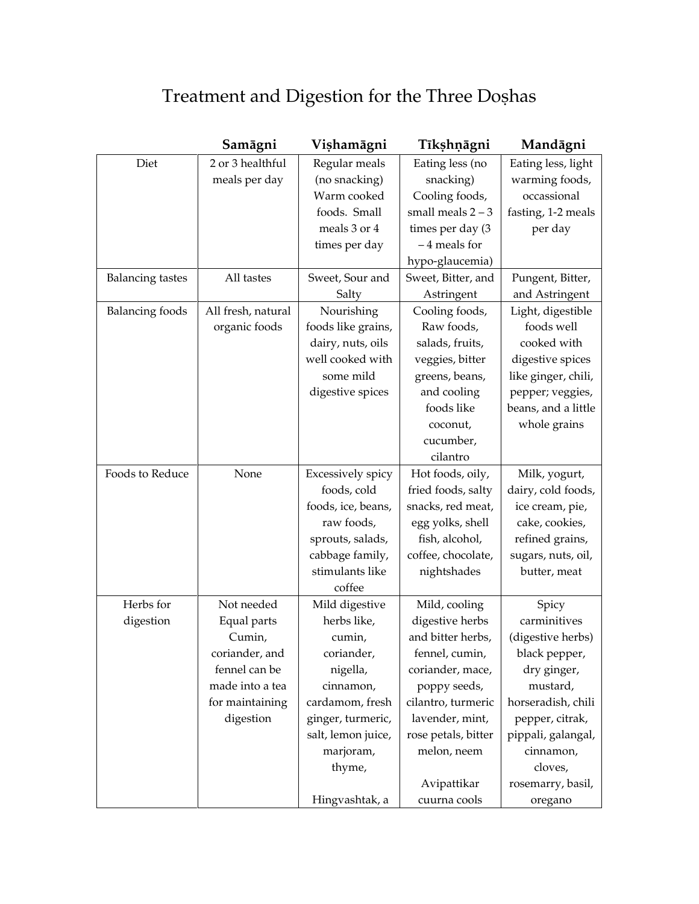# Treatment and Digestion for the Three Doṣhas

| | Samāgni | Viṣhamāgni | Tīkṣhṇāgni | Mandāgni |
|---|---|---|---|---|
| Diet | 2 or 3 healthful meals per day | Regular meals (no snacking) Warm cooked foods. Small meals 3 or 4 times per day | Eating less (no snacking) Cooling foods, small meals 2 – 3 times per day (3 – 4 meals for hypo-glaucemia) | Eating less, light warming foods, occassional fasting, 1-2 meals per day |
| Balancing tastes | All tastes | Sweet, Sour and Salty | Sweet, Bitter, and Astringent | Pungent, Bitter, and Astringent |
| Balancing foods | All fresh, natural organic foods | Nourishing foods like grains, dairy, nuts, oils well cooked with some mild digestive spices | Cooling foods, Raw foods, salads, fruits, veggies, bitter greens, beans, and cooling foods like coconut, cucumber, cilantro | Light, digestible foods well cooked with digestive spices like ginger, chili, pepper; veggies, beans, and a little whole grains |
| Foods to Reduce | None | Excessively spicy foods, cold foods, ice, beans, raw foods, sprouts, salads, cabbage family, stimulants like coffee | Hot foods, oily, fried foods, salty snacks, red meat, egg yolks, shell fish, alcohol, coffee, chocolate, nightshades | Milk, yogurt, dairy, cold foods, ice cream, pie, cake, cookies, refined grains, sugars, nuts, oil, butter, meat |
| Herbs for digestion | Not needed Equal parts Cumin, coriander, and fennel can be made into a tea for maintaining digestion | Mild digestive herbs like, cumin, coriander, nigella, cinnamon, cardamom, fresh ginger, turmeric, salt, lemon juice, marjoram, thyme,<br><br>Hingvashtak, a | Mild, cooling digestive herbs and bitter herbs, fennel, cumin, coriander, mace, poppy seeds, cilantro, turmeric lavender, mint, rose petals, bitter melon, neem<br><br>Avipattikar cuurna cools | Spicy carminitives (digestive herbs) black pepper, dry ginger, mustard, horseradish, chili pepper, citrak, pippali, galangal, cinnamon, cloves, rosemarry, basil, oregano |